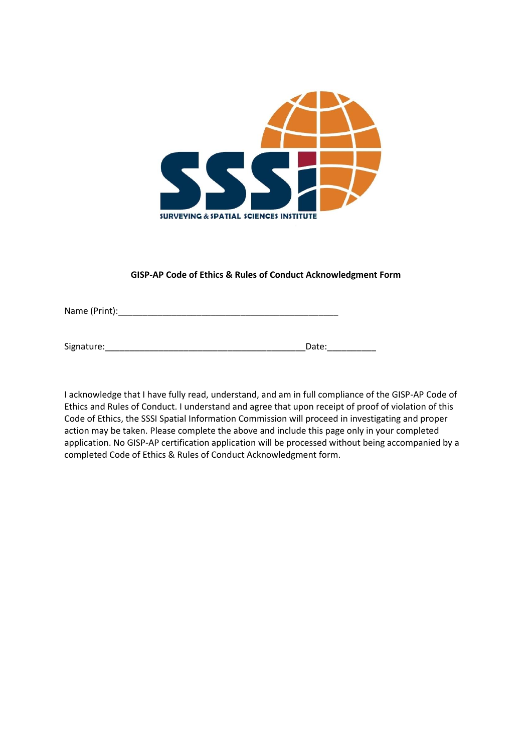SURVEYING & SPATIAL SCIENCES INSTITUTE

**GISP-AP Code of Ethics & Rules of Conduct Acknowledgment Form**

Name (Print):_______________________________________________

Signature:_________________________________________Date:__________

I acknowledge that I have fully read, understand, and am in full compliance of the GISP-AP Code of Ethics and Rules of Conduct. I understand and agree that upon receipt of proof of violation of this Code of Ethics, the SSSI Spatial Information Commission will proceed in investigating and proper action may be taken. Please complete the above and include this page only in your completed application. No GISP-AP certification application will be processed without being accompanied by a completed Code of Ethics & Rules of Conduct Acknowledgment form.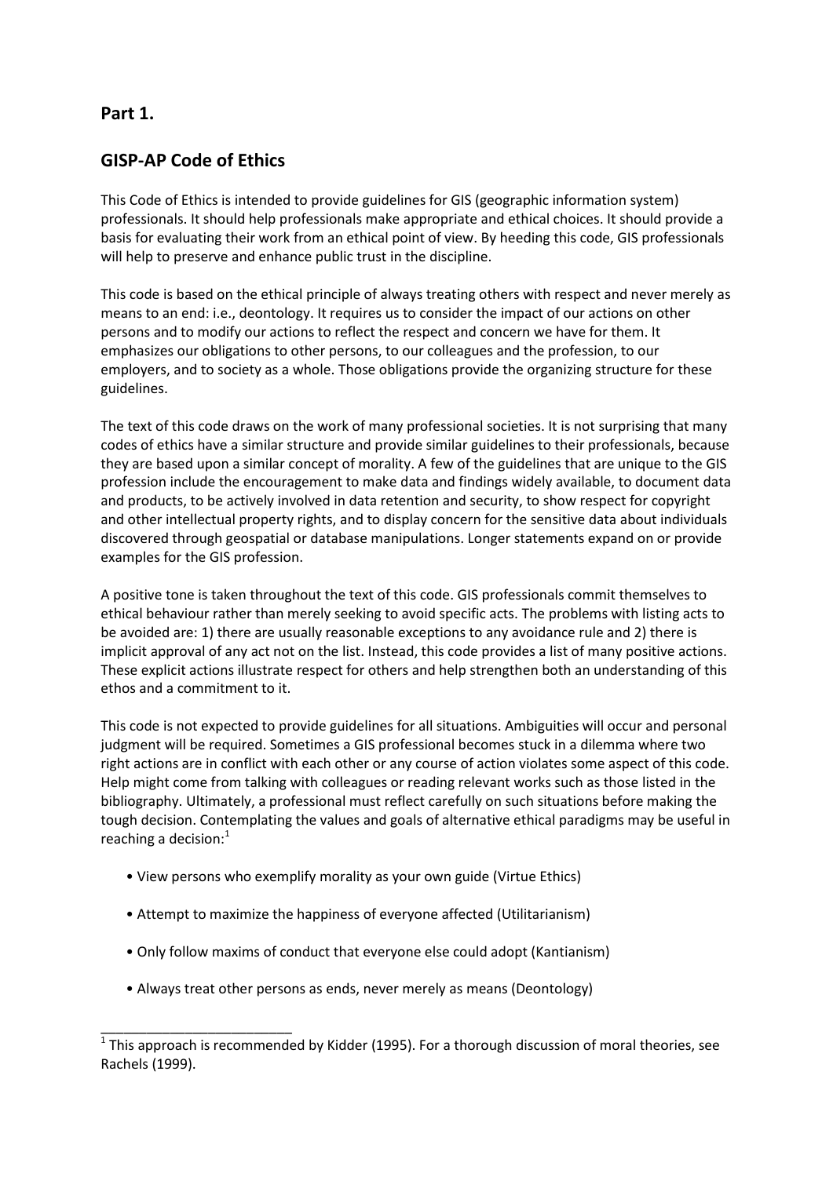## Part 1.

## GISP-AP Code of Ethics

This Code of Ethics is intended to provide guidelines for GIS (geographic information system) professionals. It should help professionals make appropriate and ethical choices. It should provide a basis for evaluating their work from an ethical point of view. By heeding this code, GIS professionals will help to preserve and enhance public trust in the discipline.

This code is based on the ethical principle of always treating others with respect and never merely as means to an end: i.e., deontology. It requires us to consider the impact of our actions on other persons and to modify our actions to reflect the respect and concern we have for them. It emphasizes our obligations to other persons, to our colleagues and the profession, to our employers, and to society as a whole. Those obligations provide the organizing structure for these guidelines.

The text of this code draws on the work of many professional societies. It is not surprising that many codes of ethics have a similar structure and provide similar guidelines to their professionals, because they are based upon a similar concept of morality. A few of the guidelines that are unique to the GIS profession include the encouragement to make data and findings widely available, to document data and products, to be actively involved in data retention and security, to show respect for copyright and other intellectual property rights, and to display concern for the sensitive data about individuals discovered through geospatial or database manipulations. Longer statements expand on or provide examples for the GIS profession.

A positive tone is taken throughout the text of this code. GIS professionals commit themselves to ethical behaviour rather than merely seeking to avoid specific acts. The problems with listing acts to be avoided are: 1) there are usually reasonable exceptions to any avoidance rule and 2) there is implicit approval of any act not on the list. Instead, this code provides a list of many positive actions. These explicit actions illustrate respect for others and help strengthen both an understanding of this ethos and a commitment to it.

This code is not expected to provide guidelines for all situations. Ambiguities will occur and personal judgment will be required. Sometimes a GIS professional becomes stuck in a dilemma where two right actions are in conflict with each other or any course of action violates some aspect of this code. Help might come from talking with colleagues or reading relevant works such as those listed in the bibliography. Ultimately, a professional must reflect carefully on such situations before making the tough decision. Contemplating the values and goals of alternative ethical paradigms may be useful in reaching a decision:[1]

- View persons who exemplify morality as your own guide (Virtue Ethics)
- Attempt to maximize the happiness of everyone affected (Utilitarianism)
- Only follow maxims of conduct that everyone else could adopt (Kantianism)
- Always treat other persons as ends, never merely as means (Deontology)

---

[1] This approach is recommended by Kidder (1995). For a thorough discussion of moral theories, see Rachels (1999).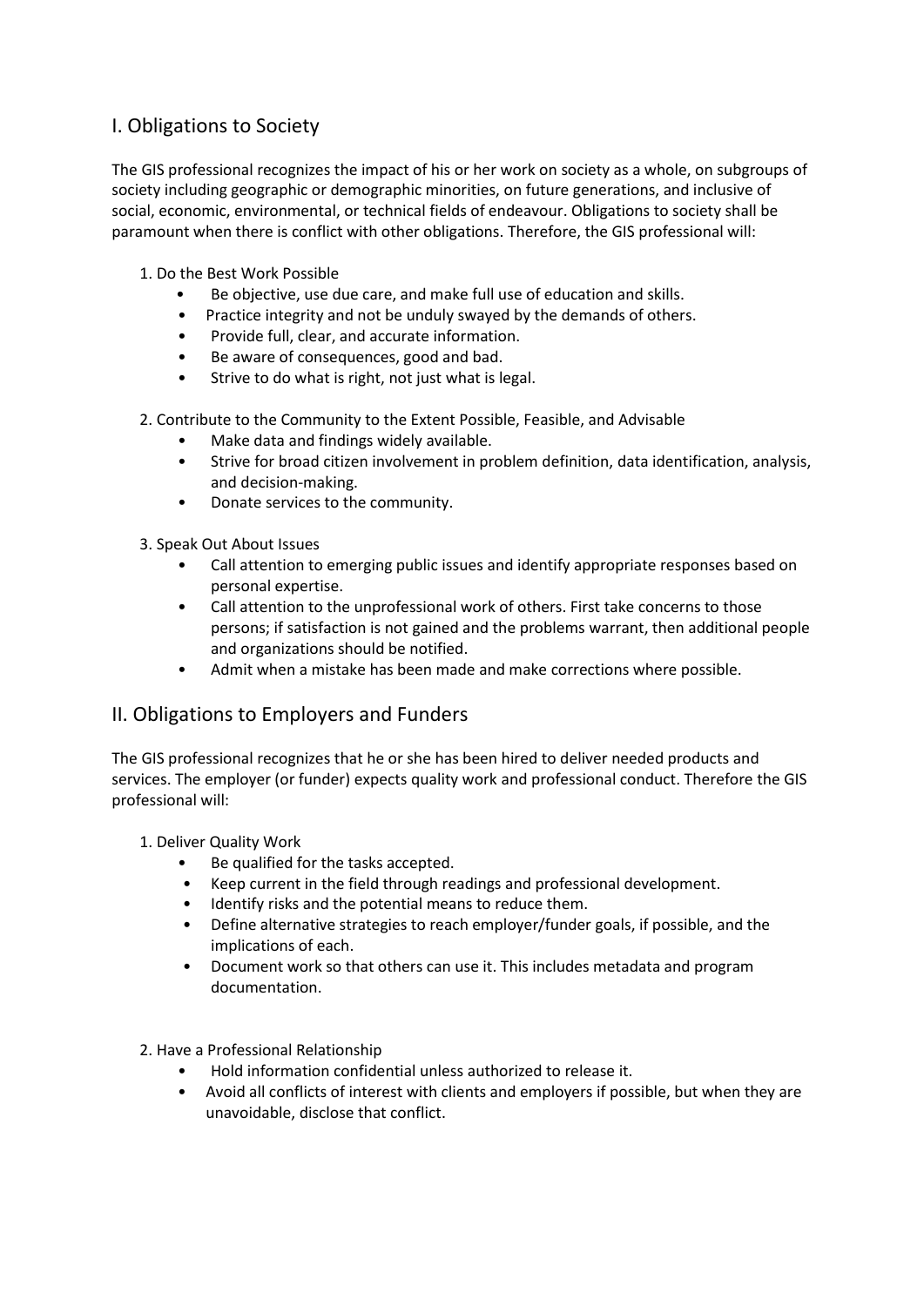## I. Obligations to Society

The GIS professional recognizes the impact of his or her work on society as a whole, on subgroups of society including geographic or demographic minorities, on future generations, and inclusive of social, economic, environmental, or technical fields of endeavour. Obligations to society shall be paramount when there is conflict with other obligations. Therefore, the GIS professional will:

1. Do the Best Work Possible
   - Be objective, use due care, and make full use of education and skills.
   - Practice integrity and not be unduly swayed by the demands of others.
   - Provide full, clear, and accurate information.
   - Be aware of consequences, good and bad.
   - Strive to do what is right, not just what is legal.

2. Contribute to the Community to the Extent Possible, Feasible, and Advisable
   - Make data and findings widely available.
   - Strive for broad citizen involvement in problem definition, data identification, analysis, and decision-making.
   - Donate services to the community.

3. Speak Out About Issues
   - Call attention to emerging public issues and identify appropriate responses based on personal expertise.
   - Call attention to the unprofessional work of others. First take concerns to those persons; if satisfaction is not gained and the problems warrant, then additional people and organizations should be notified.
   - Admit when a mistake has been made and make corrections where possible.

## II. Obligations to Employers and Funders

The GIS professional recognizes that he or she has been hired to deliver needed products and services. The employer (or funder) expects quality work and professional conduct. Therefore the GIS professional will:

1. Deliver Quality Work
   - Be qualified for the tasks accepted.
   - Keep current in the field through readings and professional development.
   - Identify risks and the potential means to reduce them.
   - Define alternative strategies to reach employer/funder goals, if possible, and the implications of each.
   - Document work so that others can use it. This includes metadata and program documentation.

2. Have a Professional Relationship
   - Hold information confidential unless authorized to release it.
   - Avoid all conflicts of interest with clients and employers if possible, but when they are unavoidable, disclose that conflict.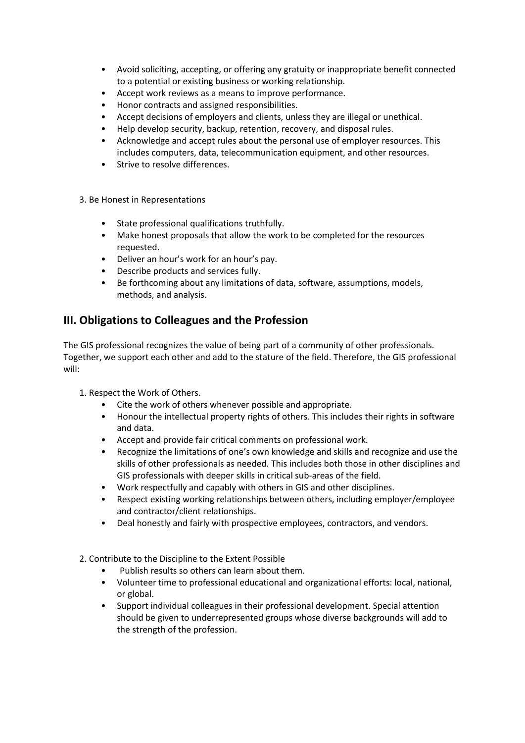- Avoid soliciting, accepting, or offering any gratuity or inappropriate benefit connected to a potential or existing business or working relationship.
- Accept work reviews as a means to improve performance.
- Honor contracts and assigned responsibilities.
- Accept decisions of employers and clients, unless they are illegal or unethical.
- Help develop security, backup, retention, recovery, and disposal rules.
- Acknowledge and accept rules about the personal use of employer resources. This includes computers, data, telecommunication equipment, and other resources.
- Strive to resolve differences.

3. Be Honest in Representations

- State professional qualifications truthfully.
- Make honest proposals that allow the work to be completed for the resources requested.
- Deliver an hour's work for an hour's pay.
- Describe products and services fully.
- Be forthcoming about any limitations of data, software, assumptions, models, methods, and analysis.

## III. Obligations to Colleagues and the Profession

The GIS professional recognizes the value of being part of a community of other professionals. Together, we support each other and add to the stature of the field. Therefore, the GIS professional will:

1. Respect the Work of Others.
   - Cite the work of others whenever possible and appropriate.
   - Honour the intellectual property rights of others. This includes their rights in software and data.
   - Accept and provide fair critical comments on professional work.
   - Recognize the limitations of one's own knowledge and skills and recognize and use the skills of other professionals as needed. This includes both those in other disciplines and GIS professionals with deeper skills in critical sub-areas of the field.
   - Work respectfully and capably with others in GIS and other disciplines.
   - Respect existing working relationships between others, including employer/employee and contractor/client relationships.
   - Deal honestly and fairly with prospective employees, contractors, and vendors.

2. Contribute to the Discipline to the Extent Possible
   - Publish results so others can learn about them.
   - Volunteer time to professional educational and organizational efforts: local, national, or global.
   - Support individual colleagues in their professional development. Special attention should be given to underrepresented groups whose diverse backgrounds will add to the strength of the profession.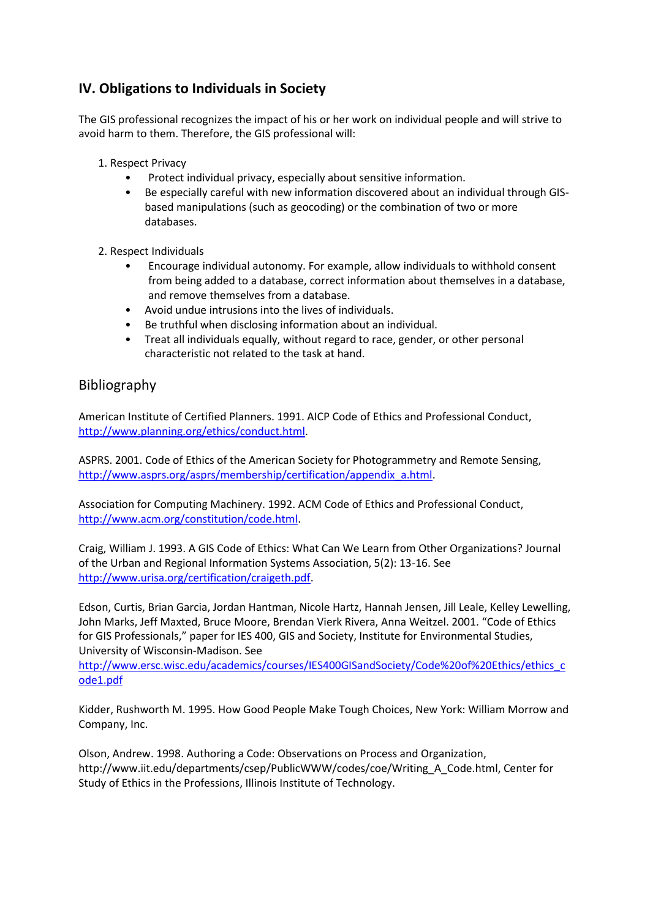## IV. Obligations to Individuals in Society

The GIS professional recognizes the impact of his or her work on individual people and will strive to avoid harm to them. Therefore, the GIS professional will:

1. Respect Privacy
   - Protect individual privacy, especially about sensitive information.
   - Be especially careful with new information discovered about an individual through GIS-based manipulations (such as geocoding) or the combination of two or more databases.

2. Respect Individuals
   - Encourage individual autonomy. For example, allow individuals to withhold consent from being added to a database, correct information about themselves in a database, and remove themselves from a database.
   - Avoid undue intrusions into the lives of individuals.
   - Be truthful when disclosing information about an individual.
   - Treat all individuals equally, without regard to race, gender, or other personal characteristic not related to the task at hand.

## Bibliography

American Institute of Certified Planners. 1991. AICP Code of Ethics and Professional Conduct, http://www.planning.org/ethics/conduct.html.

ASPRS. 2001. Code of Ethics of the American Society for Photogrammetry and Remote Sensing, http://www.asprs.org/asprs/membership/certification/appendix_a.html.

Association for Computing Machinery. 1992. ACM Code of Ethics and Professional Conduct, http://www.acm.org/constitution/code.html.

Craig, William J. 1993. A GIS Code of Ethics: What Can We Learn from Other Organizations? Journal of the Urban and Regional Information Systems Association, 5(2): 13-16. See http://www.urisa.org/certification/craigeth.pdf.

Edson, Curtis, Brian Garcia, Jordan Hantman, Nicole Hartz, Hannah Jensen, Jill Leale, Kelley Lewelling, John Marks, Jeff Maxted, Bruce Moore, Brendan Vierk Rivera, Anna Weitzel. 2001. "Code of Ethics for GIS Professionals," paper for IES 400, GIS and Society, Institute for Environmental Studies, University of Wisconsin-Madison. See http://www.ersc.wisc.edu/academics/courses/IES400GISandSociety/Code%20of%20Ethics/ethics_code1.pdf

Kidder, Rushworth M. 1995. How Good People Make Tough Choices, New York: William Morrow and Company, Inc.

Olson, Andrew. 1998. Authoring a Code: Observations on Process and Organization, http://www.iit.edu/departments/csep/PublicWWW/codes/coe/Writing_A_Code.html, Center for Study of Ethics in the Professions, Illinois Institute of Technology.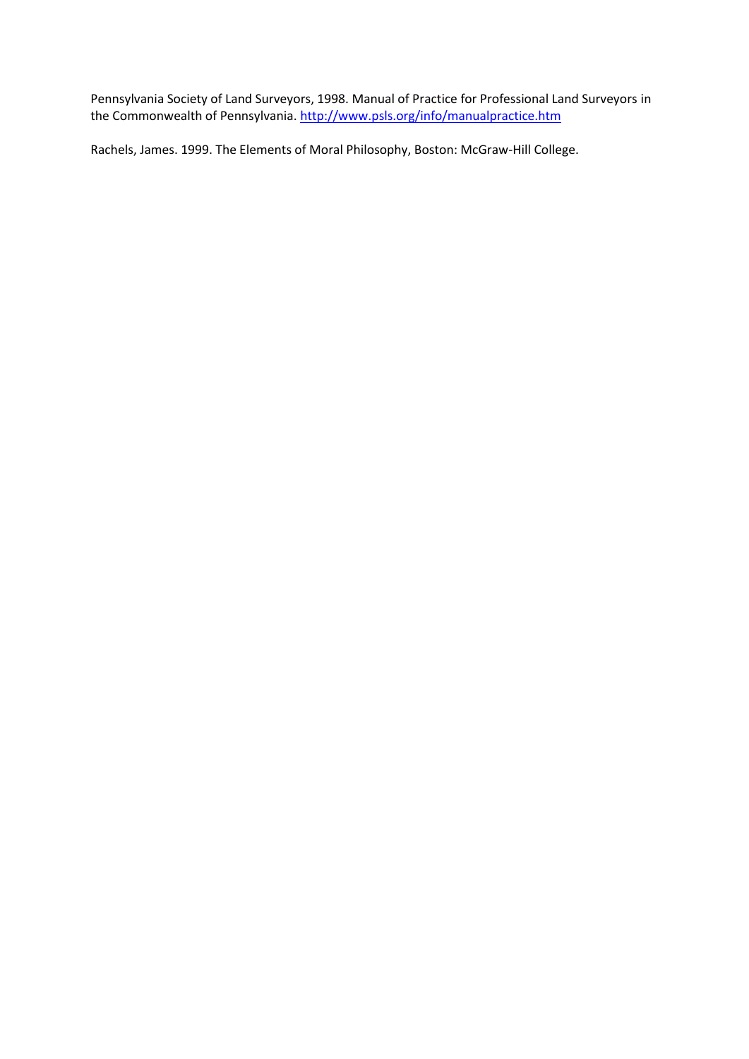Pennsylvania Society of Land Surveyors, 1998. Manual of Practice for Professional Land Surveyors in the Commonwealth of Pennsylvania. [http://www.psls.org/info/manualpractice.htm](http://www.psls.org/info/manualpractice.htm)

Rachels, James. 1999. The Elements of Moral Philosophy, Boston: McGraw-Hill College.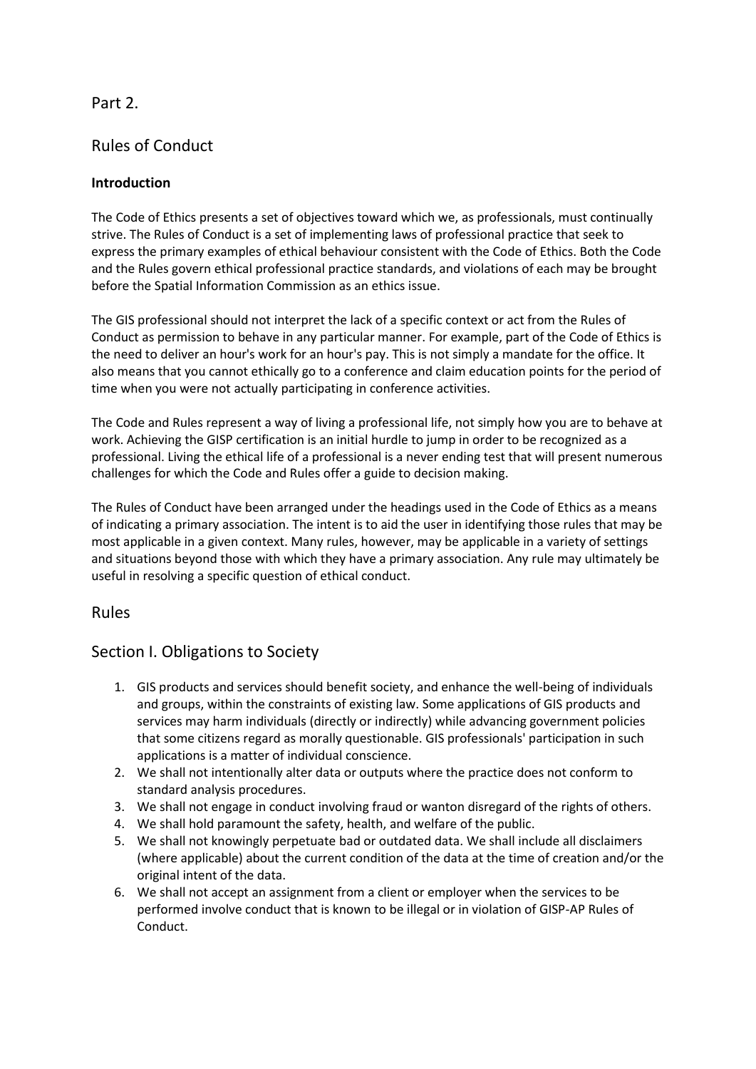# Part 2.

## Rules of Conduct

**Introduction**

The Code of Ethics presents a set of objectives toward which we, as professionals, must continually strive. The Rules of Conduct is a set of implementing laws of professional practice that seek to express the primary examples of ethical behaviour consistent with the Code of Ethics. Both the Code and the Rules govern ethical professional practice standards, and violations of each may be brought before the Spatial Information Commission as an ethics issue.

The GIS professional should not interpret the lack of a specific context or act from the Rules of Conduct as permission to behave in any particular manner. For example, part of the Code of Ethics is the need to deliver an hour's work for an hour's pay. This is not simply a mandate for the office. It also means that you cannot ethically go to a conference and claim education points for the period of time when you were not actually participating in conference activities.

The Code and Rules represent a way of living a professional life, not simply how you are to behave at work. Achieving the GISP certification is an initial hurdle to jump in order to be recognized as a professional. Living the ethical life of a professional is a never ending test that will present numerous challenges for which the Code and Rules offer a guide to decision making.

The Rules of Conduct have been arranged under the headings used in the Code of Ethics as a means of indicating a primary association. The intent is to aid the user in identifying those rules that may be most applicable in a given context. Many rules, however, may be applicable in a variety of settings and situations beyond those with which they have a primary association. Any rule may ultimately be useful in resolving a specific question of ethical conduct.

## Rules

## Section I. Obligations to Society

1. GIS products and services should benefit society, and enhance the well-being of individuals and groups, within the constraints of existing law. Some applications of GIS products and services may harm individuals (directly or indirectly) while advancing government policies that some citizens regard as morally questionable. GIS professionals' participation in such applications is a matter of individual conscience.
2. We shall not intentionally alter data or outputs where the practice does not conform to standard analysis procedures.
3. We shall not engage in conduct involving fraud or wanton disregard of the rights of others.
4. We shall hold paramount the safety, health, and welfare of the public.
5. We shall not knowingly perpetuate bad or outdated data. We shall include all disclaimers (where applicable) about the current condition of the data at the time of creation and/or the original intent of the data.
6. We shall not accept an assignment from a client or employer when the services to be performed involve conduct that is known to be illegal or in violation of GISP-AP Rules of Conduct.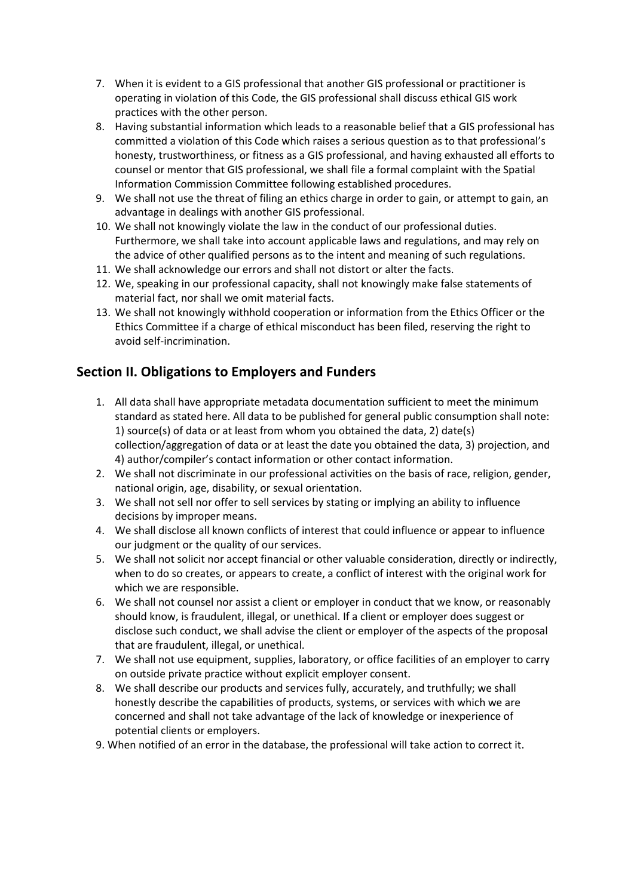7. When it is evident to a GIS professional that another GIS professional or practitioner is operating in violation of this Code, the GIS professional shall discuss ethical GIS work practices with the other person.
8. Having substantial information which leads to a reasonable belief that a GIS professional has committed a violation of this Code which raises a serious question as to that professional's honesty, trustworthiness, or fitness as a GIS professional, and having exhausted all efforts to counsel or mentor that GIS professional, we shall file a formal complaint with the Spatial Information Commission Committee following established procedures.
9. We shall not use the threat of filing an ethics charge in order to gain, or attempt to gain, an advantage in dealings with another GIS professional.
10. We shall not knowingly violate the law in the conduct of our professional duties. Furthermore, we shall take into account applicable laws and regulations, and may rely on the advice of other qualified persons as to the intent and meaning of such regulations.
11. We shall acknowledge our errors and shall not distort or alter the facts.
12. We, speaking in our professional capacity, shall not knowingly make false statements of material fact, nor shall we omit material facts.
13. We shall not knowingly withhold cooperation or information from the Ethics Officer or the Ethics Committee if a charge of ethical misconduct has been filed, reserving the right to avoid self-incrimination.

## Section II. Obligations to Employers and Funders

1. All data shall have appropriate metadata documentation sufficient to meet the minimum standard as stated here. All data to be published for general public consumption shall note: 1) source(s) of data or at least from whom you obtained the data, 2) date(s) collection/aggregation of data or at least the date you obtained the data, 3) projection, and 4) author/compiler's contact information or other contact information.
2. We shall not discriminate in our professional activities on the basis of race, religion, gender, national origin, age, disability, or sexual orientation.
3. We shall not sell nor offer to sell services by stating or implying an ability to influence decisions by improper means.
4. We shall disclose all known conflicts of interest that could influence or appear to influence our judgment or the quality of our services.
5. We shall not solicit nor accept financial or other valuable consideration, directly or indirectly, when to do so creates, or appears to create, a conflict of interest with the original work for which we are responsible.
6. We shall not counsel nor assist a client or employer in conduct that we know, or reasonably should know, is fraudulent, illegal, or unethical. If a client or employer does suggest or disclose such conduct, we shall advise the client or employer of the aspects of the proposal that are fraudulent, illegal, or unethical.
7. We shall not use equipment, supplies, laboratory, or office facilities of an employer to carry on outside private practice without explicit employer consent.
8. We shall describe our products and services fully, accurately, and truthfully; we shall honestly describe the capabilities of products, systems, or services with which we are concerned and shall not take advantage of the lack of knowledge or inexperience of potential clients or employers.
9. When notified of an error in the database, the professional will take action to correct it.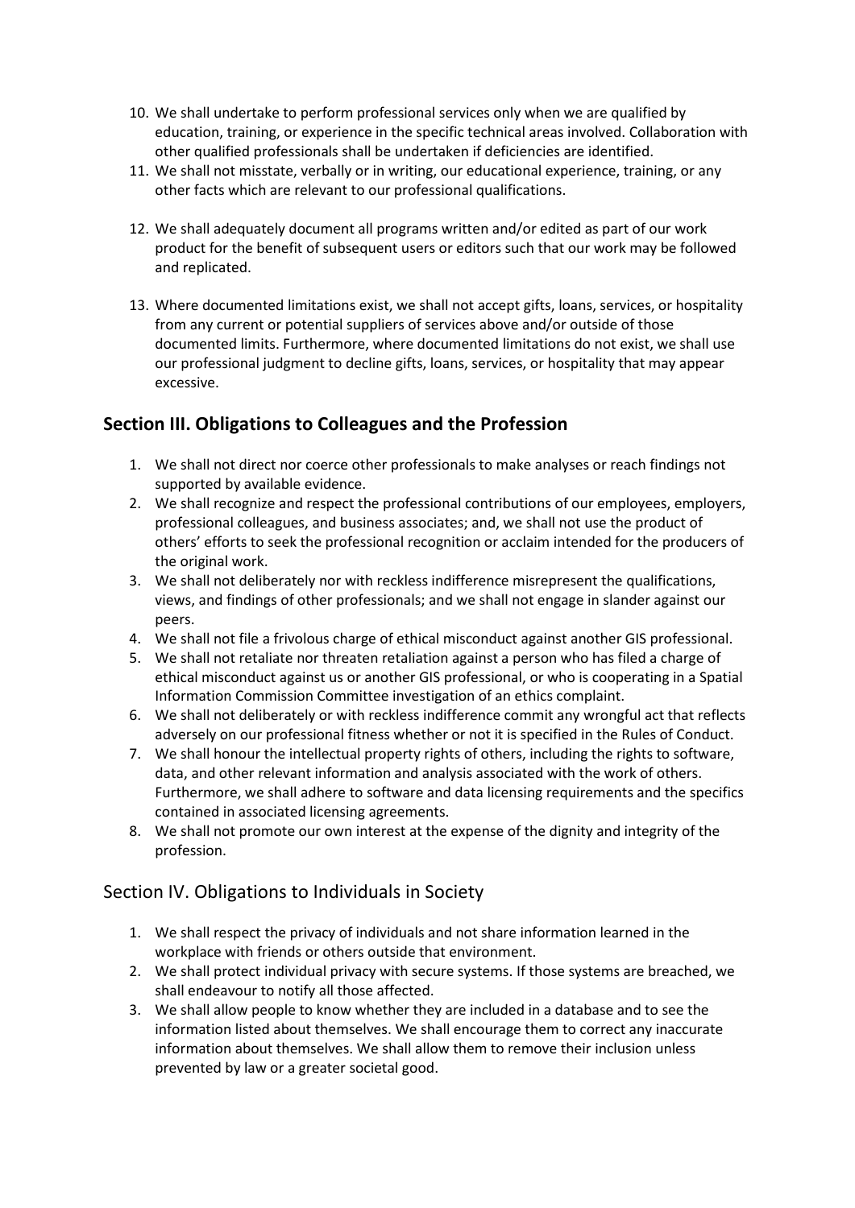10. We shall undertake to perform professional services only when we are qualified by education, training, or experience in the specific technical areas involved. Collaboration with other qualified professionals shall be undertaken if deficiencies are identified.
11. We shall not misstate, verbally or in writing, our educational experience, training, or any other facts which are relevant to our professional qualifications.
12. We shall adequately document all programs written and/or edited as part of our work product for the benefit of subsequent users or editors such that our work may be followed and replicated.
13. Where documented limitations exist, we shall not accept gifts, loans, services, or hospitality from any current or potential suppliers of services above and/or outside of those documented limits. Furthermore, where documented limitations do not exist, we shall use our professional judgment to decline gifts, loans, services, or hospitality that may appear excessive.

## Section III. Obligations to Colleagues and the Profession

1. We shall not direct nor coerce other professionals to make analyses or reach findings not supported by available evidence.
2. We shall recognize and respect the professional contributions of our employees, employers, professional colleagues, and business associates; and, we shall not use the product of others' efforts to seek the professional recognition or acclaim intended for the producers of the original work.
3. We shall not deliberately nor with reckless indifference misrepresent the qualifications, views, and findings of other professionals; and we shall not engage in slander against our peers.
4. We shall not file a frivolous charge of ethical misconduct against another GIS professional.
5. We shall not retaliate nor threaten retaliation against a person who has filed a charge of ethical misconduct against us or another GIS professional, or who is cooperating in a Spatial Information Commission Committee investigation of an ethics complaint.
6. We shall not deliberately or with reckless indifference commit any wrongful act that reflects adversely on our professional fitness whether or not it is specified in the Rules of Conduct.
7. We shall honour the intellectual property rights of others, including the rights to software, data, and other relevant information and analysis associated with the work of others. Furthermore, we shall adhere to software and data licensing requirements and the specifics contained in associated licensing agreements.
8. We shall not promote our own interest at the expense of the dignity and integrity of the profession.

## Section IV. Obligations to Individuals in Society

1. We shall respect the privacy of individuals and not share information learned in the workplace with friends or others outside that environment.
2. We shall protect individual privacy with secure systems. If those systems are breached, we shall endeavour to notify all those affected.
3. We shall allow people to know whether they are included in a database and to see the information listed about themselves. We shall encourage them to correct any inaccurate information about themselves. We shall allow them to remove their inclusion unless prevented by law or a greater societal good.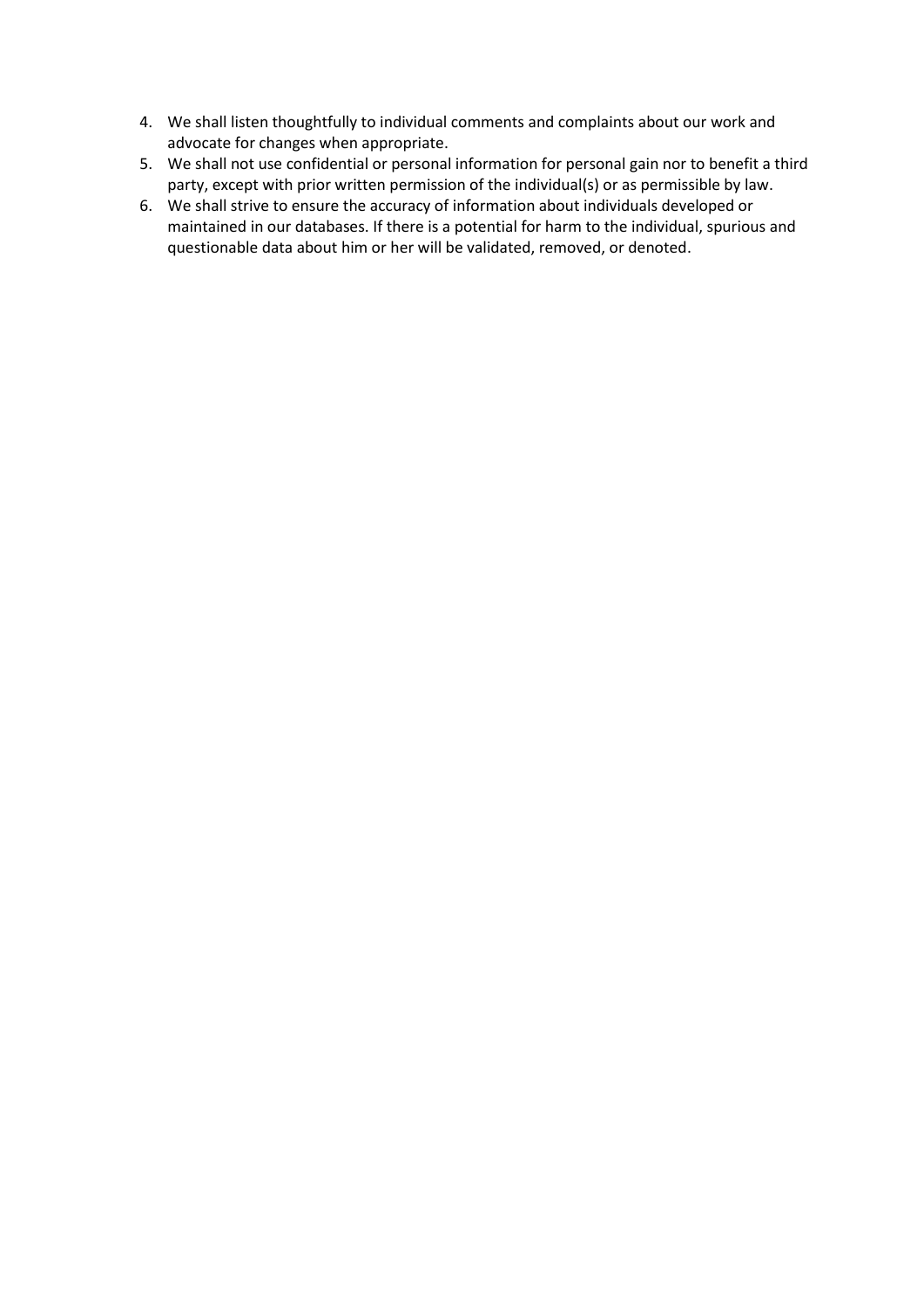4. We shall listen thoughtfully to individual comments and complaints about our work and advocate for changes when appropriate.
5. We shall not use confidential or personal information for personal gain nor to benefit a third party, except with prior written permission of the individual(s) or as permissible by law.
6. We shall strive to ensure the accuracy of information about individuals developed or maintained in our databases. If there is a potential for harm to the individual, spurious and questionable data about him or her will be validated, removed, or denoted.